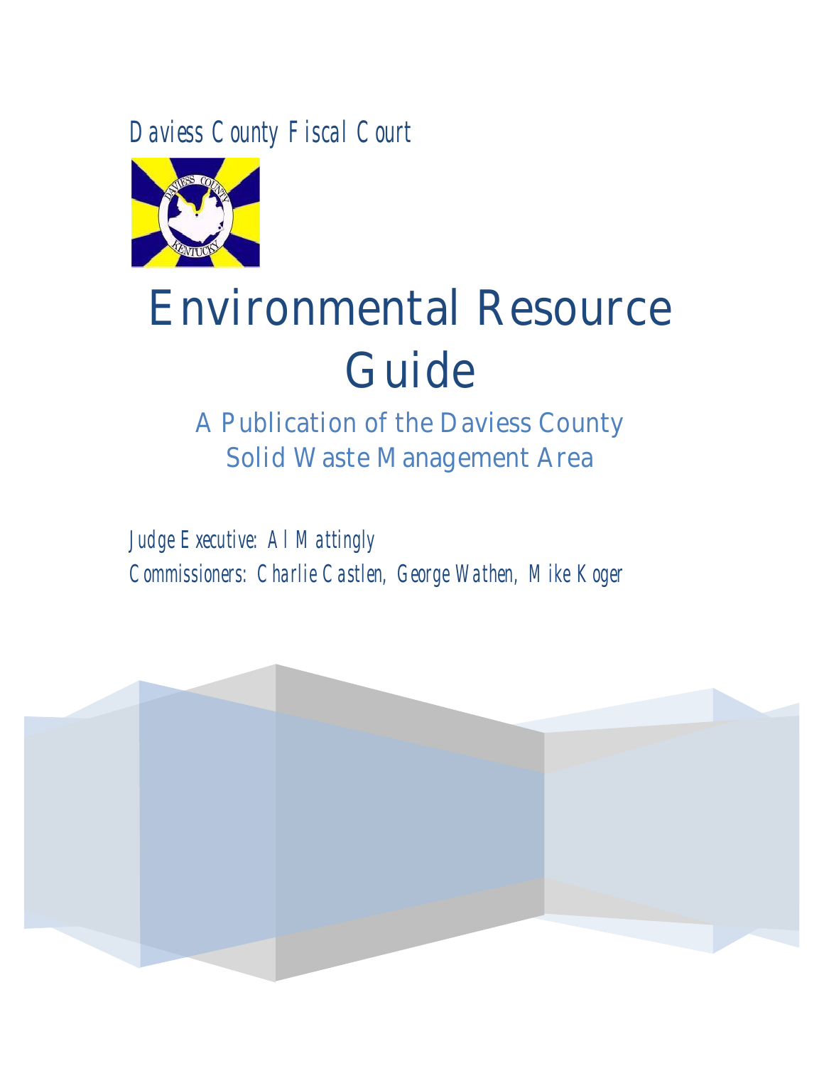Daviess County Fiscal Court

# Environmental Resource Guide

## A Publication of the Daviess County Solid Waste Management Area

Judge Executive: Al Mattingly

Commissioners: Charlie Castlen, George Wathen, Mike Koger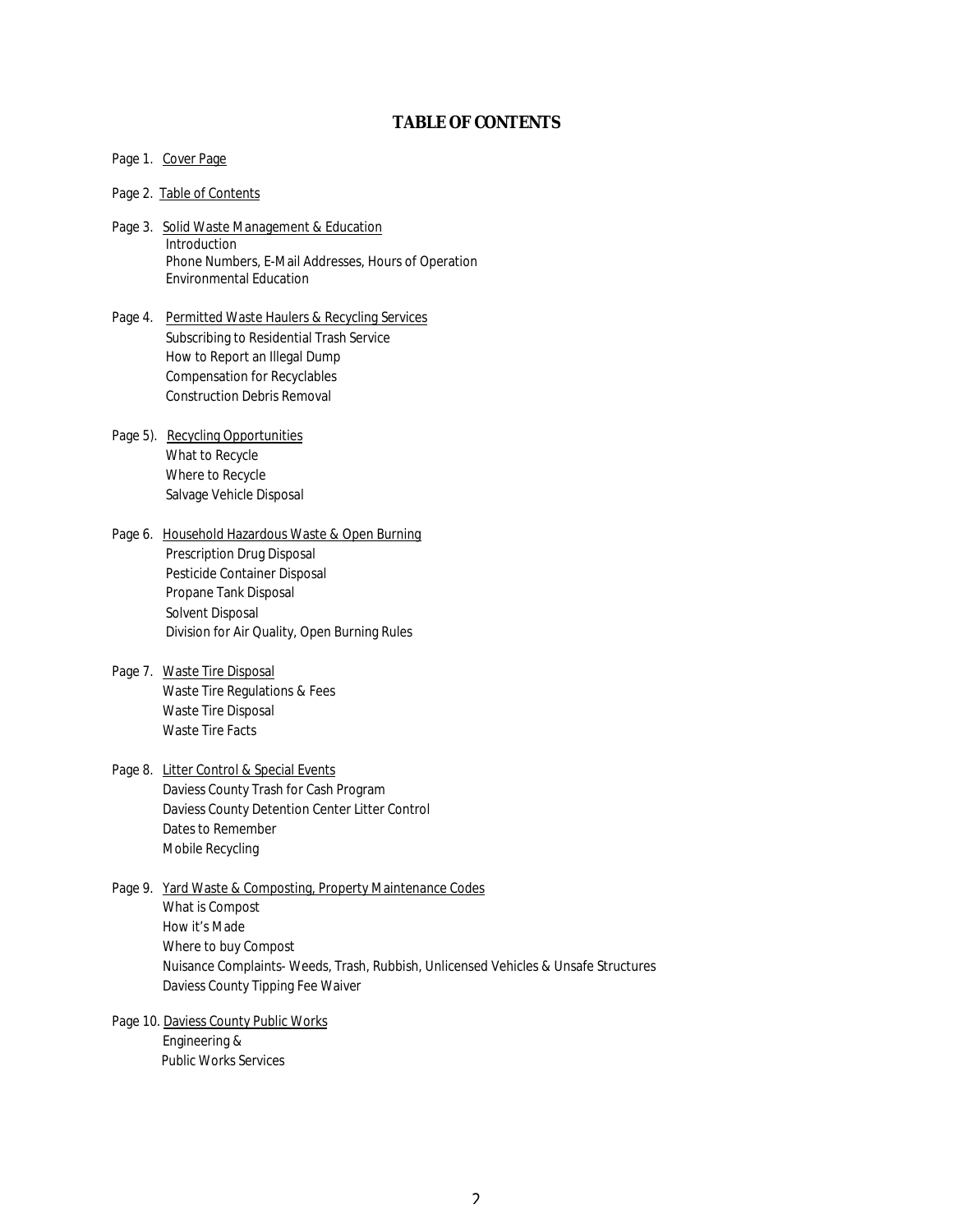# TABLE OF CONTENTS

Page 1. Cover Page

Page 2. Table of Contents

Page 3. Solid Waste Management & Education
- Introduction
- Phone Numbers, E-Mail Addresses, Hours of Operation
- Environmental Education

Page 4. Permitted Waste Haulers & Recycling Services
- Subscribing to Residential Trash Service
- How to Report an Illegal Dump
- Compensation for Recyclables
- Construction Debris Removal

Page 5). Recycling Opportunities
- What to Recycle
- Where to Recycle
- Salvage Vehicle Disposal

Page 6. Household Hazardous Waste & Open Burning
- Prescription Drug Disposal
- Pesticide Container Disposal
- Propane Tank Disposal
- Solvent Disposal
- Division for Air Quality, Open Burning Rules

Page 7. Waste Tire Disposal
- Waste Tire Regulations & Fees
- Waste Tire Disposal
- Waste Tire Facts

Page 8. Litter Control & Special Events
- Daviess County Trash for Cash Program
- Daviess County Detention Center Litter Control
- Dates to Remember
- Mobile Recycling

Page 9. Yard Waste & Composting, Property Maintenance Codes
- What is Compost
- How it's Made
- Where to buy Compost
- Nuisance Complaints- Weeds, Trash, Rubbish, Unlicensed Vehicles & Unsafe Structures
- Daviess County Tipping Fee Waiver

Page 10. Daviess County Public Works
- Engineering &
- Public Works Services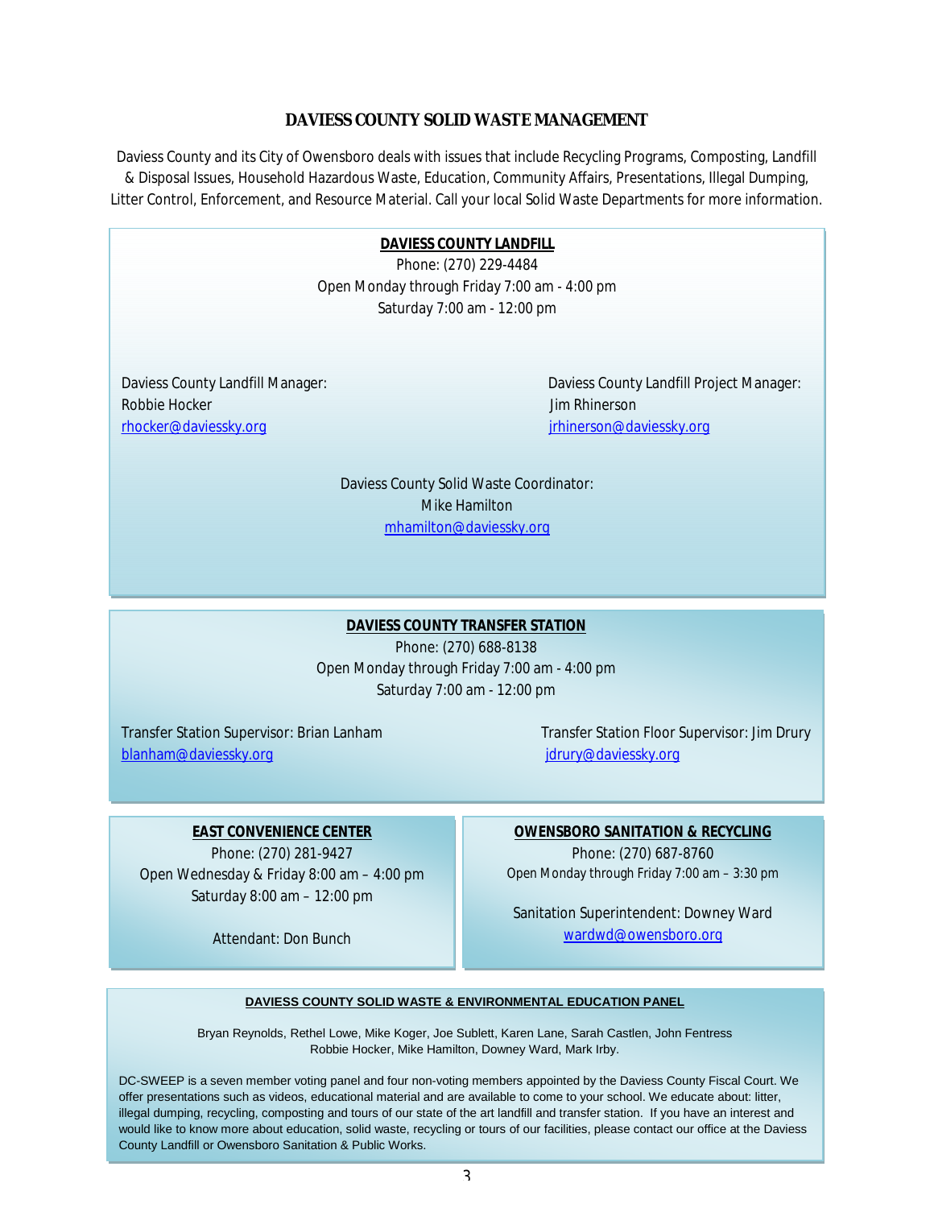# DAVIESS COUNTY SOLID WASTE MANAGEMENT

Daviess County and its City of Owensboro deals with issues that include Recycling Programs, Composting, Landfill & Disposal Issues, Household Hazardous Waste, Education, Community Affairs, Presentations, Illegal Dumping, Litter Control, Enforcement, and Resource Material. Call your local Solid Waste Departments for more information.

## DAVIESS COUNTY LANDFILL

Phone: (270) 229-4484
Open Monday through Friday 7:00 am - 4:00 pm
Saturday 7:00 am - 12:00 pm

Daviess County Landfill Manager:
Robbie Hocker
rhocker@daviessky.org

Daviess County Landfill Project Manager:
Jim Rhinerson
jrhinerson@daviessky.org

Daviess County Solid Waste Coordinator:
Mike Hamilton
mhamilton@daviessky.org

## DAVIESS COUNTY TRANSFER STATION

Phone: (270) 688-8138
Open Monday through Friday 7:00 am - 4:00 pm
Saturday 7:00 am - 12:00 pm

Transfer Station Supervisor: Brian Lanham
blanham@daviessky.org

Transfer Station Floor Supervisor: Jim Drury
jdrury@daviessky.org

## EAST CONVENIENCE CENTER

Phone: (270) 281-9427
Open Wednesday & Friday 8:00 am – 4:00 pm
Saturday 8:00 am – 12:00 pm

Attendant: Don Bunch

## OWENSBORO SANITATION & RECYCLING

Phone: (270) 687-8760
Open Monday through Friday 7:00 am – 3:30 pm

Sanitation Superintendent: Downey Ward
wardwd@owensboro.org

## DAVIESS COUNTY SOLID WASTE & ENVIRONMENTAL EDUCATION PANEL

Bryan Reynolds, Rethel Lowe, Mike Koger, Joe Sublett, Karen Lane, Sarah Castlen, John Fentress
Robbie Hocker, Mike Hamilton, Downey Ward, Mark Irby.

DC-SWEEP is a seven member voting panel and four non-voting members appointed by the Daviess County Fiscal Court. We offer presentations such as videos, educational material and are available to come to your school. We educate about: litter, illegal dumping, recycling, composting and tours of our state of the art landfill and transfer station. If you have an interest and would like to know more about education, solid waste, recycling or tours of our facilities, please contact our office at the Daviess County Landfill or Owensboro Sanitation & Public Works.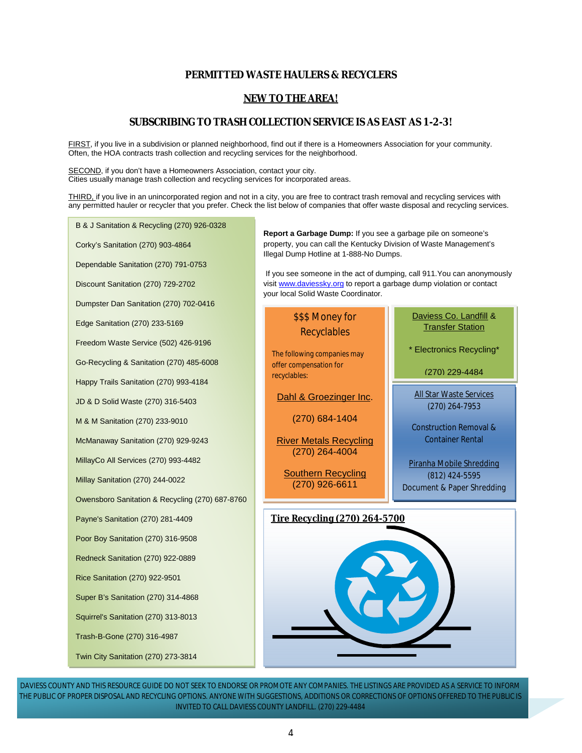## PERMITTED WASTE HAULERS & RECYCLERS

## NEW TO THE AREA!

## SUBSCRIBING TO TRASH COLLECTION SERVICE IS AS EAST AS 1-2-3!

FIRST, if you live in a subdivision or planned neighborhood, find out if there is a Homeowners Association for your community. Often, the HOA contracts trash collection and recycling services for the neighborhood.

SECOND, if you don't have a Homeowners Association, contact your city. Cities usually manage trash collection and recycling services for incorporated areas.

THIRD, if you live in an unincorporated region and not in a city, you are free to contract trash removal and recycling services with any permitted hauler or recycler that you prefer. Check the list below of companies that offer waste disposal and recycling services.

- B & J Sanitation & Recycling (270) 926-0328
- Corky's Sanitation (270) 903-4864
- Dependable Sanitation (270) 791-0753
- Discount Sanitation (270) 729-2702
- Dumpster Dan Sanitation (270) 702-0416
- Edge Sanitation (270) 233-5169
- Freedom Waste Service (502) 426-9196
- Go-Recycling & Sanitation (270) 485-6008
- Happy Trails Sanitation (270) 993-4184
- JD & D Solid Waste (270) 316-5403
- M & M Sanitation (270) 233-9010
- McManaway Sanitation (270) 929-9243
- MillayCo All Services (270) 993-4482
- Millay Sanitation (270) 244-0022
- Owensboro Sanitation & Recycling (270) 687-8760
- Payne's Sanitation (270) 281-4409
- Poor Boy Sanitation (270) 316-9508
- Redneck Sanitation (270) 922-0889
- Rice Sanitation (270) 922-9501
- Super B's Sanitation (270) 314-4868
- Squirrel's Sanitation (270) 313-8013
- Trash-B-Gone (270) 316-4987
- Twin City Sanitation (270) 273-3814

**Report a Garbage Dump:** If you see a garbage pile on someone's property, you can call the Kentucky Division of Waste Management's Illegal Dump Hotline at 1-888-No Dumps.

If you see someone in the act of dumping, call 911.You can anonymously visit www.daviessky.org to report a garbage dump violation or contact your local Solid Waste Coordinator.

### $$$ Money for Recyclables

The following companies may offer compensation for recyclables:

Dahl & Groezinger Inc.
(270) 684-1404

River Metals Recycling
(270) 264-4004

Southern Recycling
(270) 926-6611

### Daviess Co. Landfill & Transfer Station

\* Electronics Recycling\*

(270) 229-4484

All Star Waste Services
(270) 264-7953

Construction Removal & Container Rental

Piranha Mobile Shredding
(812) 424-5595
Document & Paper Shredding

### Tire Recycling (270) 264-5700

DAVIESS COUNTY AND THIS RESOURCE GUIDE DO NOT SEEK TO ENDORSE OR PROMOTE ANY COMPANIES. THE LISTINGS ARE PROVIDED AS A SERVICE TO INFORM THE PUBLIC OF PROPER DISPOSAL AND RECYCLING OPTIONS. ANYONE WITH SUGGESTIONS, ADDITIONS OR CORRECTIONS OF OPTIONS OFFERED TO THE PUBLIC IS INVITED TO CALL DAVIESS COUNTY LANDFILL. (270) 229-4484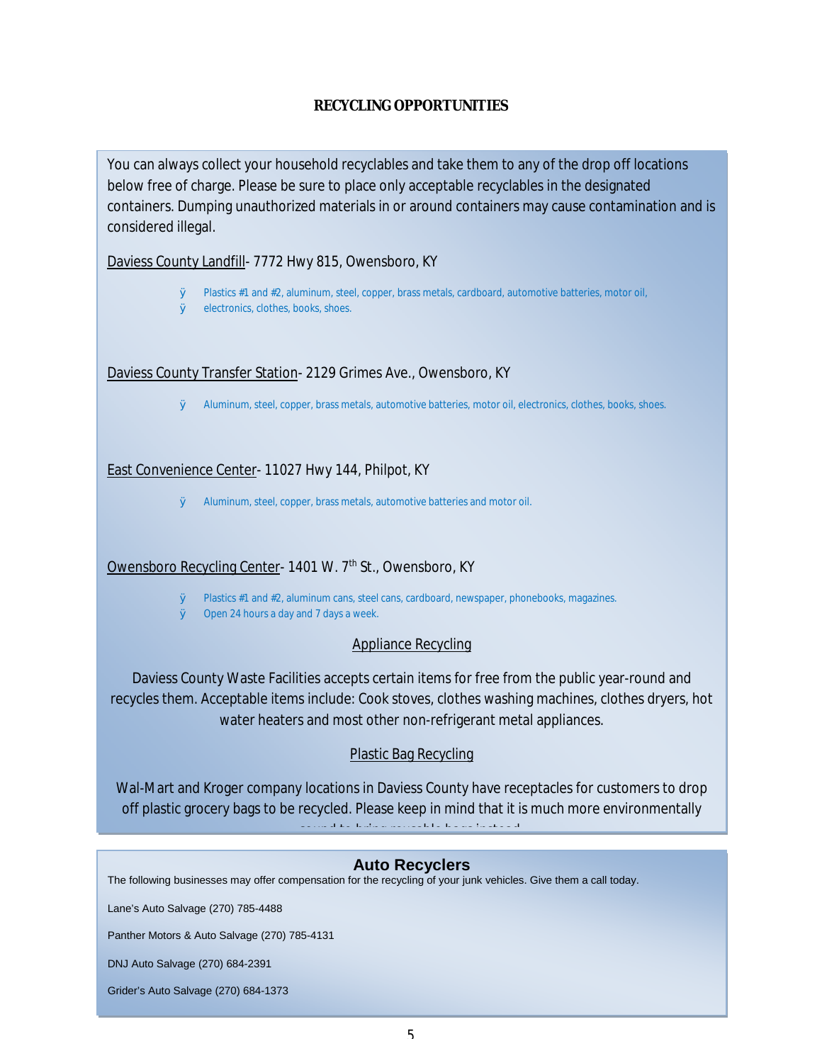# RECYCLING OPPORTUNITIES

You can always collect your household recyclables and take them to any of the drop off locations below free of charge. Please be sure to place only acceptable recyclables in the designated containers. Dumping unauthorized materials in or around containers may cause contamination and is considered illegal.

Daviess County Landfill- 7772 Hwy 815, Owensboro, KY

- Plastics #1 and #2, aluminum, steel, copper, brass metals, cardboard, automotive batteries, motor oil,
- electronics, clothes, books, shoes.

Daviess County Transfer Station- 2129 Grimes Ave., Owensboro, KY

- Aluminum, steel, copper, brass metals, automotive batteries, motor oil, electronics, clothes, books, shoes.

East Convenience Center- 11027 Hwy 144, Philpot, KY

- Aluminum, steel, copper, brass metals, automotive batteries and motor oil.

Owensboro Recycling Center- 1401 W. 7th St., Owensboro, KY

- Plastics #1 and #2, aluminum cans, steel cans, cardboard, newspaper, phonebooks, magazines.
- Open 24 hours a day and 7 days a week.

## Appliance Recycling

Daviess County Waste Facilities accepts certain items for free from the public year-round and recycles them. Acceptable items include: Cook stoves, clothes washing machines, clothes dryers, hot water heaters and most other non-refrigerant metal appliances.

## Plastic Bag Recycling

Wal-Mart and Kroger company locations in Daviess County have receptacles for customers to drop off plastic grocery bags to be recycled. Please keep in mind that it is much more environmentally sound to bring reusable bags instead.

## Auto Recyclers

The following businesses may offer compensation for the recycling of your junk vehicles. Give them a call today.

Lane's Auto Salvage (270) 785-4488

Panther Motors & Auto Salvage (270) 785-4131

DNJ Auto Salvage (270) 684-2391

Grider's Auto Salvage (270) 684-1373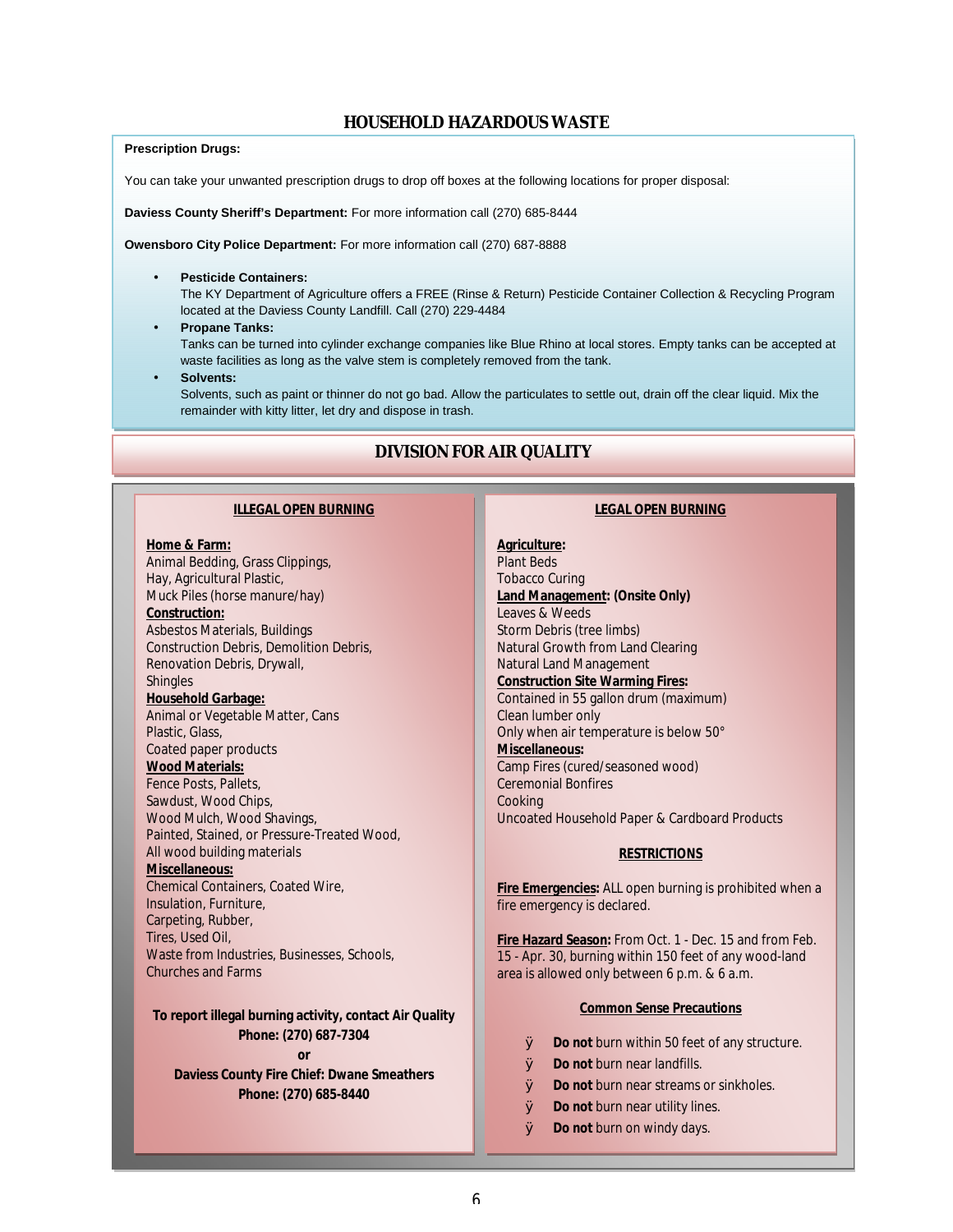## HOUSEHOLD HAZARDOUS WASTE

**Prescription Drugs:**

You can take your unwanted prescription drugs to drop off boxes at the following locations for proper disposal:

**Daviess County Sheriff's Department:** For more information call (270) 685-8444

**Owensboro City Police Department:** For more information call (270) 687-8888

- **Pesticide Containers:**
  The KY Department of Agriculture offers a FREE (Rinse & Return) Pesticide Container Collection & Recycling Program located at the Daviess County Landfill. Call (270) 229-4484
- **Propane Tanks:**
  Tanks can be turned into cylinder exchange companies like Blue Rhino at local stores. Empty tanks can be accepted at waste facilities as long as the valve stem is completely removed from the tank.
- **Solvents:**
  Solvents, such as paint or thinner do not go bad. Allow the particulates to settle out, drain off the clear liquid. Mix the remainder with kitty litter, let dry and dispose in trash.

## DIVISION FOR AIR QUALITY

### ILLEGAL OPEN BURNING

**Home & Farm:**
Animal Bedding, Grass Clippings,
Hay, Agricultural Plastic,
Muck Piles (horse manure/hay)

**Construction:**
Asbestos Materials, Buildings
Construction Debris, Demolition Debris,
Renovation Debris, Drywall,
Shingles

**Household Garbage:**
Animal or Vegetable Matter, Cans
Plastic, Glass,
Coated paper products

**Wood Materials:**
Fence Posts, Pallets,
Sawdust, Wood Chips,
Wood Mulch, Wood Shavings,
Painted, Stained, or Pressure-Treated Wood,
All wood building materials

**Miscellaneous:**
Chemical Containers, Coated Wire,
Insulation, Furniture,
Carpeting, Rubber,
Tires, Used Oil,
Waste from Industries, Businesses, Schools,
Churches and Farms

**To report illegal burning activity, contact Air Quality**
**Phone: (270) 687-7304**
**or**
**Daviess County Fire Chief: Dwane Smeathers**
**Phone: (270) 685-8440**

### LEGAL OPEN BURNING

**Agriculture:**
Plant Beds
Tobacco Curing

**Land Management: (Onsite Only)**
Leaves & Weeds
Storm Debris (tree limbs)
Natural Growth from Land Clearing
Natural Land Management

**Construction Site Warming Fires:**
Contained in 55 gallon drum (maximum)
Clean lumber only
Only when air temperature is below 50°

**Miscellaneous:**
Camp Fires (cured/seasoned wood)
Ceremonial Bonfires
Cooking
Uncoated Household Paper & Cardboard Products

### RESTRICTIONS

**Fire Emergencies:** ALL open burning is prohibited when a fire emergency is declared.

**Fire Hazard Season:** From Oct. 1 - Dec. 15 and from Feb. 15 - Apr. 30, burning within 150 feet of any wood-land area is allowed only between 6 p.m. & 6 a.m.

#### Common Sense Precautions

- **Do not** burn within 50 feet of any structure.
- **Do not** burn near landfills.
- **Do not** burn near streams or sinkholes.
- **Do not** burn near utility lines.
- **Do not** burn on windy days.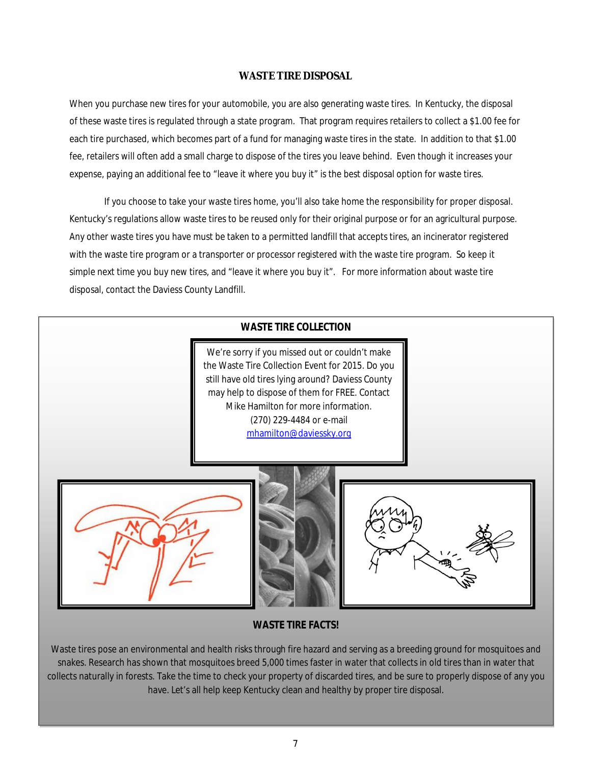## WASTE TIRE DISPOSAL

When you purchase new tires for your automobile, you are also generating waste tires. In Kentucky, the disposal of these waste tires is regulated through a state program. That program requires retailers to collect a $1.00 fee for each tire purchased, which becomes part of a fund for managing waste tires in the state. In addition to that $1.00 fee, retailers will often add a small charge to dispose of the tires you leave behind. Even though it increases your expense, paying an additional fee to "leave it where you buy it" is the best disposal option for waste tires.

If you choose to take your waste tires home, you'll also take home the responsibility for proper disposal. Kentucky's regulations allow waste tires to be reused only for their original purpose or for an agricultural purpose. Any other waste tires you have must be taken to a permitted landfill that accepts tires, an incinerator registered with the waste tire program or a transporter or processor registered with the waste tire program. So keep it simple next time you buy new tires, and "leave it where you buy it". For more information about waste tire disposal, contact the Daviess County Landfill.

## WASTE TIRE COLLECTION

We're sorry if you missed out or couldn't make the Waste Tire Collection Event for 2015. Do you still have old tires lying around? Daviess County may help to dispose of them for FREE. Contact Mike Hamilton for more information. (270) 229-4484 or e-mail mhamilton@daviessky.org

## WASTE TIRE FACTS!

Waste tires pose an environmental and health risks through fire hazard and serving as a breeding ground for mosquitoes and snakes. Research has shown that mosquitoes breed 5,000 times faster in water that collects in old tires than in water that collects naturally in forests. Take the time to check your property of discarded tires, and be sure to properly dispose of any you have. Let's all help keep Kentucky clean and healthy by proper tire disposal.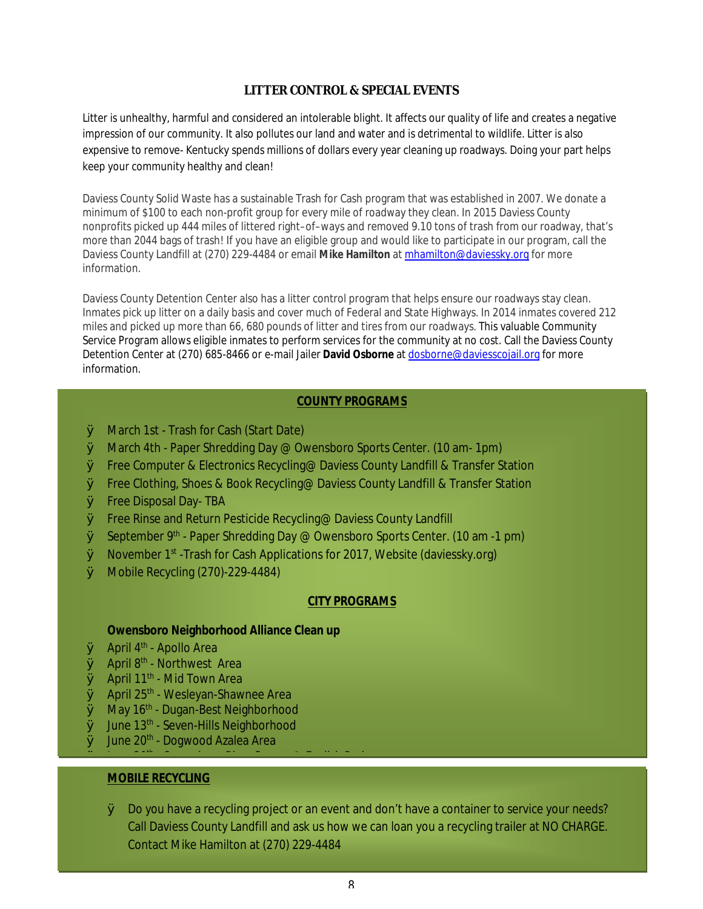## LITTER CONTROL & SPECIAL EVENTS

Litter is unhealthy, harmful and considered an intolerable blight. It affects our quality of life and creates a negative impression of our community. It also pollutes our land and water and is detrimental to wildlife. Litter is also expensive to remove- Kentucky spends millions of dollars every year cleaning up roadways. Doing your part helps keep your community healthy and clean!

Daviess County Solid Waste has a sustainable Trash for Cash program that was established in 2007. We donate a minimum of $100 to each non-profit group for every mile of roadway they clean. In 2015 Daviess County nonprofits picked up 444 miles of littered right–of–ways and removed 9.10 tons of trash from our roadway, that's more than 2044 bags of trash! If you have an eligible group and would like to participate in our program, call the Daviess County Landfill at (270) 229-4484 or email **Mike Hamilton** at mhamilton@daviessky.org for more information.

Daviess County Detention Center also has a litter control program that helps ensure our roadways stay clean. Inmates pick up litter on a daily basis and cover much of Federal and State Highways. In 2014 inmates covered 212 miles and picked up more than 66, 680 pounds of litter and tires from our roadways. This valuable Community Service Program allows eligible inmates to perform services for the community at no cost. Call the Daviess County Detention Center at (270) 685-8466 or e-mail Jailer **David Osborne** at dosborne@daviesscojail.org for more information.

### COUNTY PROGRAMS

- March 1st - Trash for Cash (Start Date)
- March 4th - Paper Shredding Day @ Owensboro Sports Center. (10 am- 1pm)
- Free Computer & Electronics Recycling@ Daviess County Landfill & Transfer Station
- Free Clothing, Shoes & Book Recycling@ Daviess County Landfill & Transfer Station
- Free Disposal Day- TBA
- Free Rinse and Return Pesticide Recycling@ Daviess County Landfill
- September 9th - Paper Shredding Day @ Owensboro Sports Center. (10 am -1 pm)
- November 1st -Trash for Cash Applications for 2017, Website (daviessky.org)
- Mobile Recycling (270)-229-4484)

### CITY PROGRAMS

**Owensboro Neighborhood Alliance Clean up**

- April 4th - Apollo Area
- April 8th - Northwest Area
- April 11th - Mid Town Area
- April 25th - Wesleyan-Shawnee Area
- May 16th - Dugan-Best Neighborhood
- June 13th - Seven-Hills Neighborhood
- June 20th - Dogwood Azalea Area

### MOBILE RECYCLING

- Do you have a recycling project or an event and don't have a container to service your needs? Call Daviess County Landfill and ask us how we can loan you a recycling trailer at NO CHARGE. Contact Mike Hamilton at (270) 229-4484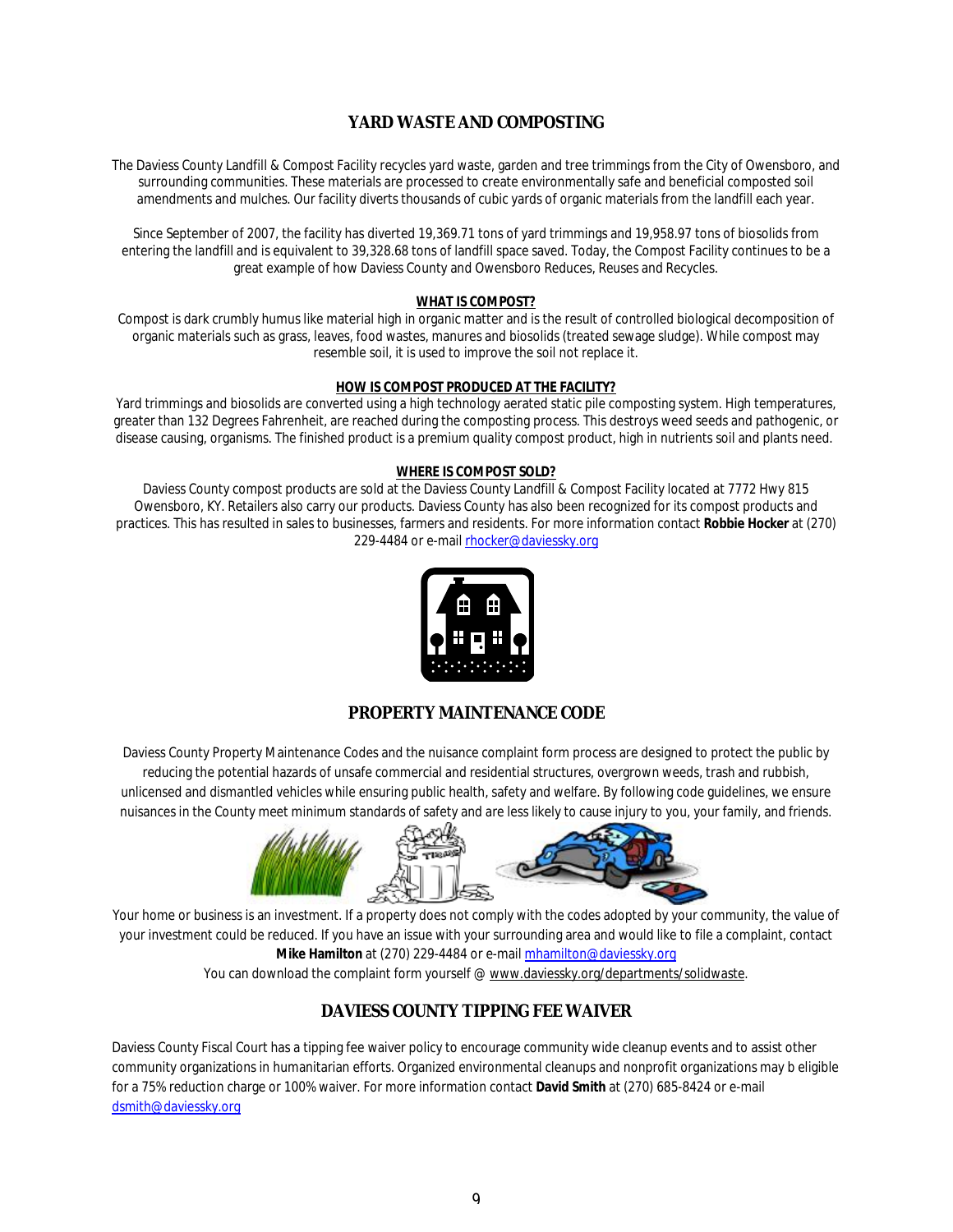## YARD WASTE AND COMPOSTING

The Daviess County Landfill & Compost Facility recycles yard waste, garden and tree trimmings from the City of Owensboro, and surrounding communities. These materials are processed to create environmentally safe and beneficial composted soil amendments and mulches. Our facility diverts thousands of cubic yards of organic materials from the landfill each year.

Since September of 2007, the facility has diverted 19,369.71 tons of yard trimmings and 19,958.97 tons of biosolids from entering the landfill and is equivalent to 39,328.68 tons of landfill space saved. Today, the Compost Facility continues to be a great example of how Daviess County and Owensboro Reduces, Reuses and Recycles.

### WHAT IS COMPOST?

Compost is dark crumbly humus like material high in organic matter and is the result of controlled biological decomposition of organic materials such as grass, leaves, food wastes, manures and biosolids (treated sewage sludge). While compost may resemble soil, it is used to improve the soil not replace it.

### HOW IS COMPOST PRODUCED AT THE FACILITY?

Yard trimmings and biosolids are converted using a high technology aerated static pile composting system. High temperatures, greater than 132 Degrees Fahrenheit, are reached during the composting process. This destroys weed seeds and pathogenic, or disease causing, organisms. The finished product is a premium quality compost product, high in nutrients soil and plants need.

### WHERE IS COMPOST SOLD?

Daviess County compost products are sold at the Daviess County Landfill & Compost Facility located at 7772 Hwy 815 Owensboro, KY. Retailers also carry our products. Daviess County has also been recognized for its compost products and practices. This has resulted in sales to businesses, farmers and residents. For more information contact **Robbie Hocker** at (270) 229-4484 or e-mail rhocker@daviessky.org

## PROPERTY MAINTENANCE CODE

Daviess County Property Maintenance Codes and the nuisance complaint form process are designed to protect the public by reducing the potential hazards of unsafe commercial and residential structures, overgrown weeds, trash and rubbish, unlicensed and dismantled vehicles while ensuring public health, safety and welfare. By following code guidelines, we ensure nuisances in the County meet minimum standards of safety and are less likely to cause injury to you, your family, and friends.

Your home or business is an investment. If a property does not comply with the codes adopted by your community, the value of your investment could be reduced. If you have an issue with your surrounding area and would like to file a complaint, contact **Mike Hamilton** at (270) 229-4484 or e-mail mhamilton@daviessky.org

You can download the complaint form yourself @ www.daviessky.org/departments/solidwaste.

## DAVIESS COUNTY TIPPING FEE WAIVER

Daviess County Fiscal Court has a tipping fee waiver policy to encourage community wide cleanup events and to assist other community organizations in humanitarian efforts. Organized environmental cleanups and nonprofit organizations may b eligible for a 75% reduction charge or 100% waiver. For more information contact **David Smith** at (270) 685-8424 or e-mail dsmith@daviessky.org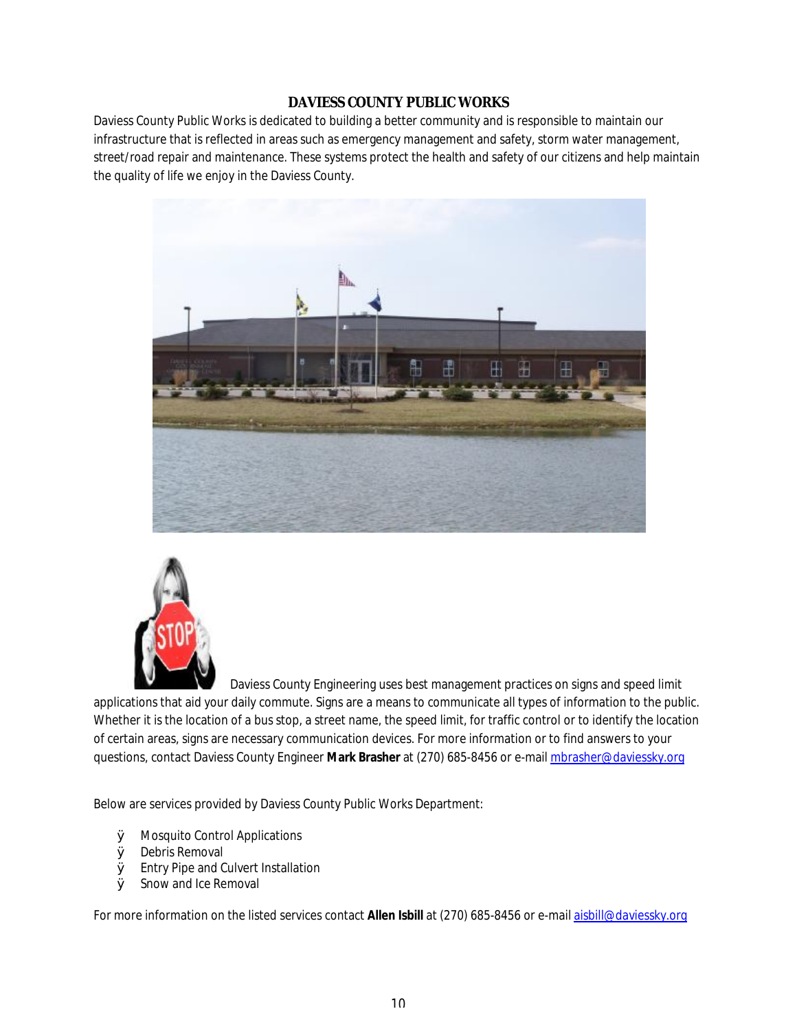## DAVIESS COUNTY PUBLIC WORKS

Daviess County Public Works is dedicated to building a better community and is responsible to maintain our infrastructure that is reflected in areas such as emergency management and safety, storm water management, street/road repair and maintenance. These systems protect the health and safety of our citizens and help maintain the quality of life we enjoy in the Daviess County.

Daviess County Engineering uses best management practices on signs and speed limit applications that aid your daily commute. Signs are a means to communicate all types of information to the public. Whether it is the location of a bus stop, a street name, the speed limit, for traffic control or to identify the location of certain areas, signs are necessary communication devices. For more information or to find answers to your questions, contact Daviess County Engineer **Mark Brasher** at (270) 685-8456 or e-mail mbrasher@daviessky.org

Below are services provided by Daviess County Public Works Department:

- Mosquito Control Applications
- Debris Removal
- Entry Pipe and Culvert Installation
- Snow and Ice Removal

For more information on the listed services contact **Allen Isbill** at (270) 685-8456 or e-mail aisbill@daviessky.org